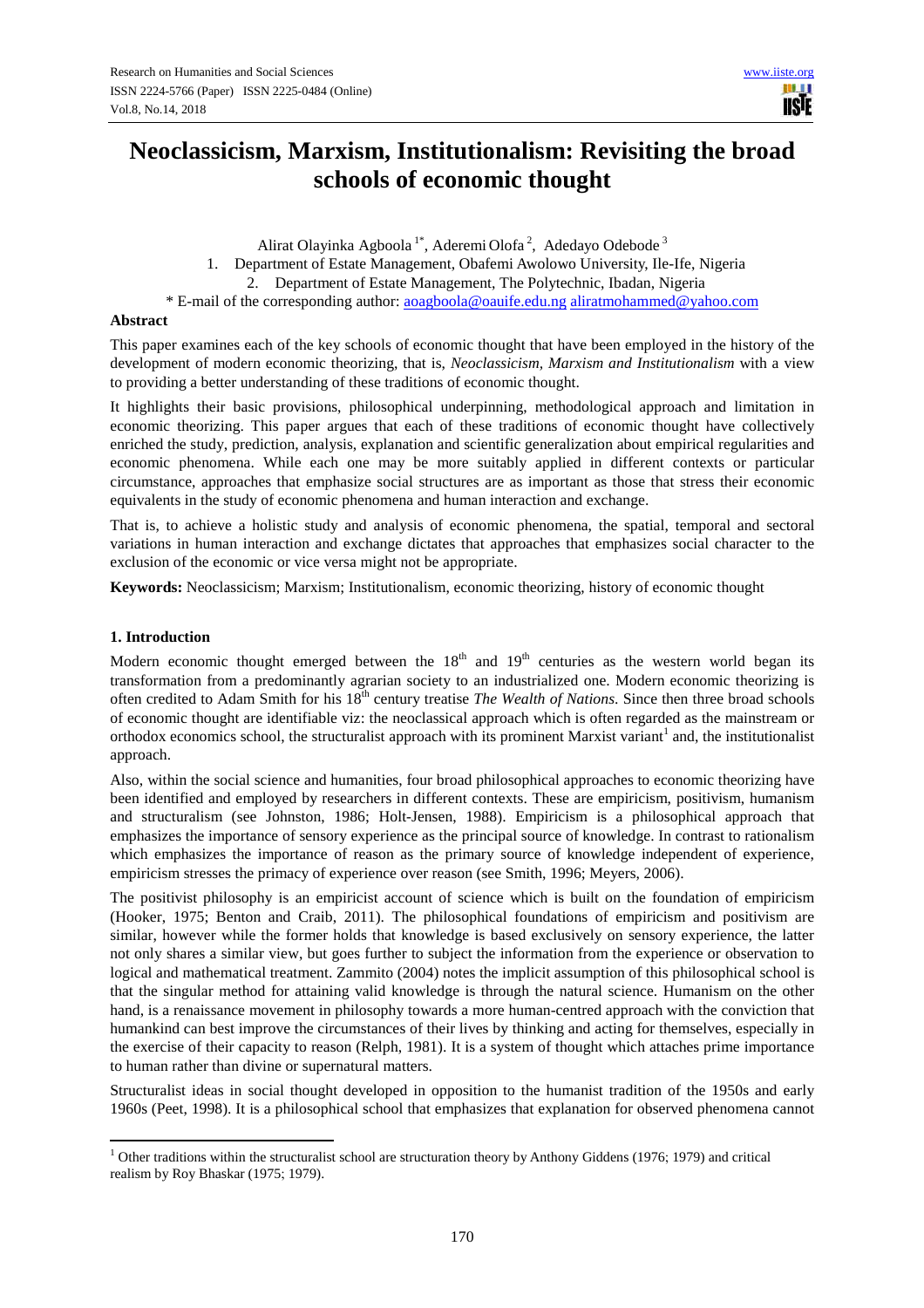# Neoclassicism, Marxism, Institutionalism: Revisiting the broad schools of economic thought

Alirat Olayinka Agboola [1*], Aderemi Olofa [2], Adedayo Odebode [3]

1. Department of Estate Management, Obafemi Awolowo University, Ile-Ife, Nigeria
2. Department of Estate Management, The Polytechnic, Ibadan, Nigeria

\* E-mail of the corresponding author: aoagboola@oauife.edu.ng aliratmohammed@yahoo.com

## Abstract

This paper examines each of the key schools of economic thought that have been employed in the history of the development of modern economic theorizing, that is, *Neoclassicism, Marxism and Institutionalism* with a view to providing a better understanding of these traditions of economic thought.

It highlights their basic provisions, philosophical underpinning, methodological approach and limitation in economic theorizing. This paper argues that each of these traditions of economic thought have collectively enriched the study, prediction, analysis, explanation and scientific generalization about empirical regularities and economic phenomena. While each one may be more suitably applied in different contexts or particular circumstance, approaches that emphasize social structures are as important as those that stress their economic equivalents in the study of economic phenomena and human interaction and exchange.

That is, to achieve a holistic study and analysis of economic phenomena, the spatial, temporal and sectoral variations in human interaction and exchange dictates that approaches that emphasizes social character to the exclusion of the economic or vice versa might not be appropriate.

**Keywords:** Neoclassicism; Marxism; Institutionalism, economic theorizing, history of economic thought

## 1. Introduction

Modern economic thought emerged between the 18th and 19th centuries as the western world began its transformation from a predominantly agrarian society to an industrialized one. Modern economic theorizing is often credited to Adam Smith for his 18th century treatise *The Wealth of Nations*. Since then three broad schools of economic thought are identifiable viz: the neoclassical approach which is often regarded as the mainstream or orthodox economics school, the structuralist approach with its prominent Marxist variant[1] and, the institutionalist approach.

Also, within the social science and humanities, four broad philosophical approaches to economic theorizing have been identified and employed by researchers in different contexts. These are empiricism, positivism, humanism and structuralism (see Johnston, 1986; Holt-Jensen, 1988). Empiricism is a philosophical approach that emphasizes the importance of sensory experience as the principal source of knowledge. In contrast to rationalism which emphasizes the importance of reason as the primary source of knowledge independent of experience, empiricism stresses the primacy of experience over reason (see Smith, 1996; Meyers, 2006).

The positivist philosophy is an empiricist account of science which is built on the foundation of empiricism (Hooker, 1975; Benton and Craib, 2011). The philosophical foundations of empiricism and positivism are similar, however while the former holds that knowledge is based exclusively on sensory experience, the latter not only shares a similar view, but goes further to subject the information from the experience or observation to logical and mathematical treatment. Zammito (2004) notes the implicit assumption of this philosophical school is that the singular method for attaining valid knowledge is through the natural science. Humanism on the other hand, is a renaissance movement in philosophy towards a more human-centred approach with the conviction that humankind can best improve the circumstances of their lives by thinking and acting for themselves, especially in the exercise of their capacity to reason (Relph, 1981). It is a system of thought which attaches prime importance to human rather than divine or supernatural matters.

Structuralist ideas in social thought developed in opposition to the humanist tradition of the 1950s and early 1960s (Peet, 1998). It is a philosophical school that emphasizes that explanation for observed phenomena cannot

[1] Other traditions within the structuralist school are structuration theory by Anthony Giddens (1976; 1979) and critical realism by Roy Bhaskar (1975; 1979).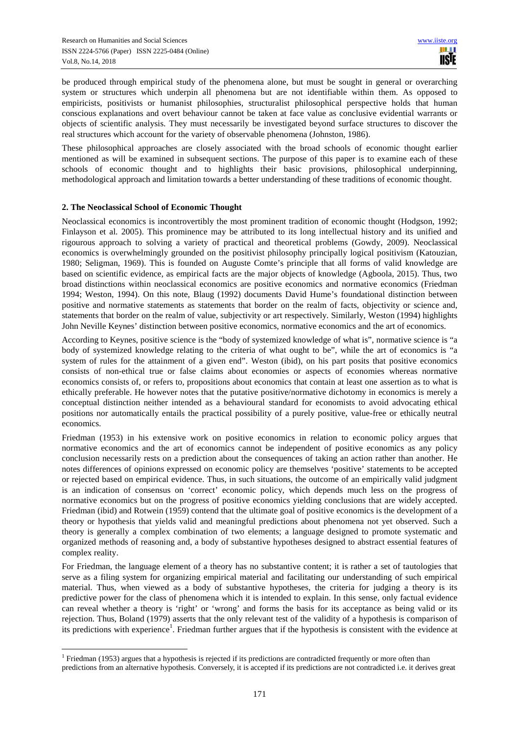be produced through empirical study of the phenomena alone, but must be sought in general or overarching system or structures which underpin all phenomena but are not identifiable within them. As opposed to empiricists, positivists or humanist philosophies, structuralist philosophical perspective holds that human conscious explanations and overt behaviour cannot be taken at face value as conclusive evidential warrants or objects of scientific analysis. They must necessarily be investigated beyond surface structures to discover the real structures which account for the variety of observable phenomena (Johnston, 1986).

These philosophical approaches are closely associated with the broad schools of economic thought earlier mentioned as will be examined in subsequent sections. The purpose of this paper is to examine each of these schools of economic thought and to highlights their basic provisions, philosophical underpinning, methodological approach and limitation towards a better understanding of these traditions of economic thought.

## 2. The Neoclassical School of Economic Thought

Neoclassical economics is incontrovertibly the most prominent tradition of economic thought (Hodgson, 1992; Finlayson et al. 2005). This prominence may be attributed to its long intellectual history and its unified and rigourous approach to solving a variety of practical and theoretical problems (Gowdy, 2009). Neoclassical economics is overwhelmingly grounded on the positivist philosophy principally logical positivism (Katouzian, 1980; Seligman, 1969). This is founded on Auguste Comte's principle that all forms of valid knowledge are based on scientific evidence, as empirical facts are the major objects of knowledge (Agboola, 2015). Thus, two broad distinctions within neoclassical economics are positive economics and normative economics (Friedman 1994; Weston, 1994). On this note, Blaug (1992) documents David Hume's foundational distinction between positive and normative statements as statements that border on the realm of facts, objectivity or science and, statements that border on the realm of value, subjectivity or art respectively. Similarly, Weston (1994) highlights John Neville Keynes' distinction between positive economics, normative economics and the art of economics.

According to Keynes, positive science is the "body of systemized knowledge of what is", normative science is "a body of systemized knowledge relating to the criteria of what ought to be", while the art of economics is "a system of rules for the attainment of a given end". Weston (ibid), on his part posits that positive economics consists of non-ethical true or false claims about economies or aspects of economies whereas normative economics consists of, or refers to, propositions about economics that contain at least one assertion as to what is ethically preferable. He however notes that the putative positive/normative dichotomy in economics is merely a conceptual distinction neither intended as a behavioural standard for economists to avoid advocating ethical positions nor automatically entails the practical possibility of a purely positive, value-free or ethically neutral economics.

Friedman (1953) in his extensive work on positive economics in relation to economic policy argues that normative economics and the art of economics cannot be independent of positive economics as any policy conclusion necessarily rests on a prediction about the consequences of taking an action rather than another. He notes differences of opinions expressed on economic policy are themselves 'positive' statements to be accepted or rejected based on empirical evidence. Thus, in such situations, the outcome of an empirically valid judgment is an indication of consensus on 'correct' economic policy, which depends much less on the progress of normative economics but on the progress of positive economics yielding conclusions that are widely accepted. Friedman (ibid) and Rotwein (1959) contend that the ultimate goal of positive economics is the development of a theory or hypothesis that yields valid and meaningful predictions about phenomena not yet observed. Such a theory is generally a complex combination of two elements; a language designed to promote systematic and organized methods of reasoning and, a body of substantive hypotheses designed to abstract essential features of complex reality.

For Friedman, the language element of a theory has no substantive content; it is rather a set of tautologies that serve as a filing system for organizing empirical material and facilitating our understanding of such empirical material. Thus, when viewed as a body of substantive hypotheses, the criteria for judging a theory is its predictive power for the class of phenomena which it is intended to explain. In this sense, only factual evidence can reveal whether a theory is 'right' or 'wrong' and forms the basis for its acceptance as being valid or its rejection. Thus, Boland (1979) asserts that the only relevant test of the validity of a hypothesis is comparison of its predictions with experience[1]. Friedman further argues that if the hypothesis is consistent with the evidence at

[1] Friedman (1953) argues that a hypothesis is rejected if its predictions are contradicted frequently or more often than predictions from an alternative hypothesis. Conversely, it is accepted if its predictions are not contradicted i.e. it derives great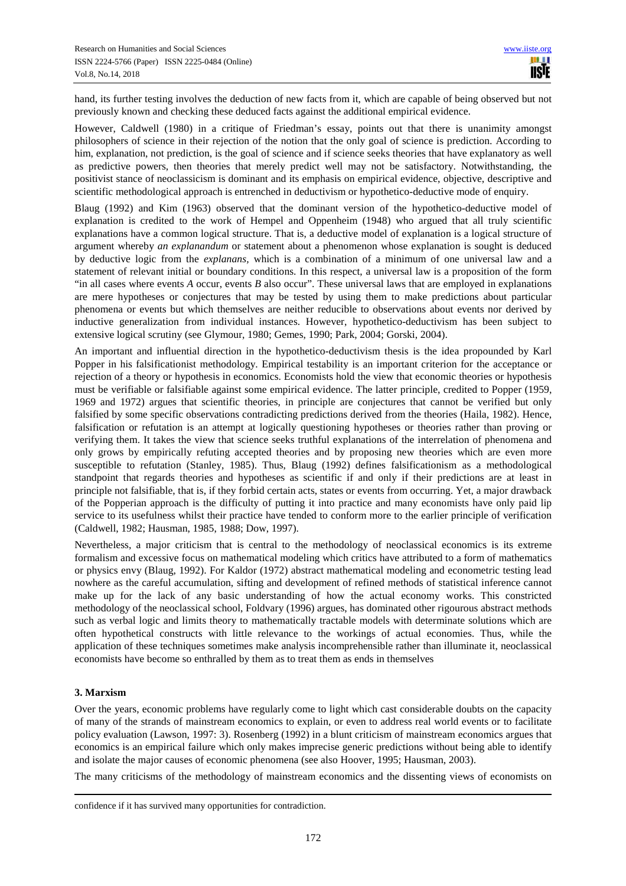hand, its further testing involves the deduction of new facts from it, which are capable of being observed but not previously known and checking these deduced facts against the additional empirical evidence.

However, Caldwell (1980) in a critique of Friedman's essay, points out that there is unanimity amongst philosophers of science in their rejection of the notion that the only goal of science is prediction. According to him, explanation, not prediction, is the goal of science and if science seeks theories that have explanatory as well as predictive powers, then theories that merely predict well may not be satisfactory. Notwithstanding, the positivist stance of neoclassicism is dominant and its emphasis on empirical evidence, objective, descriptive and scientific methodological approach is entrenched in deductivism or hypothetico-deductive mode of enquiry.

Blaug (1992) and Kim (1963) observed that the dominant version of the hypothetico-deductive model of explanation is credited to the work of Hempel and Oppenheim (1948) who argued that all truly scientific explanations have a common logical structure. That is, a deductive model of explanation is a logical structure of argument whereby *an explanandum* or statement about a phenomenon whose explanation is sought is deduced by deductive logic from the *explanans*, which is a combination of a minimum of one universal law and a statement of relevant initial or boundary conditions. In this respect, a universal law is a proposition of the form "in all cases where events *A* occur, events *B* also occur". These universal laws that are employed in explanations are mere hypotheses or conjectures that may be tested by using them to make predictions about particular phenomena or events but which themselves are neither reducible to observations about events nor derived by inductive generalization from individual instances. However, hypothetico-deductivism has been subject to extensive logical scrutiny (see Glymour, 1980; Gemes, 1990; Park, 2004; Gorski, 2004).

An important and influential direction in the hypothetico-deductivism thesis is the idea propounded by Karl Popper in his falsificationist methodology. Empirical testability is an important criterion for the acceptance or rejection of a theory or hypothesis in economics. Economists hold the view that economic theories or hypothesis must be verifiable or falsifiable against some empirical evidence. The latter principle, credited to Popper (1959, 1969 and 1972) argues that scientific theories, in principle are conjectures that cannot be verified but only falsified by some specific observations contradicting predictions derived from the theories (Haila, 1982). Hence, falsification or refutation is an attempt at logically questioning hypotheses or theories rather than proving or verifying them. It takes the view that science seeks truthful explanations of the interrelation of phenomena and only grows by empirically refuting accepted theories and by proposing new theories which are even more susceptible to refutation (Stanley, 1985). Thus, Blaug (1992) defines falsificationism as a methodological standpoint that regards theories and hypotheses as scientific if and only if their predictions are at least in principle not falsifiable, that is, if they forbid certain acts, states or events from occurring. Yet, a major drawback of the Popperian approach is the difficulty of putting it into practice and many economists have only paid lip service to its usefulness whilst their practice have tended to conform more to the earlier principle of verification (Caldwell, 1982; Hausman, 1985, 1988; Dow, 1997).

Nevertheless, a major criticism that is central to the methodology of neoclassical economics is its extreme formalism and excessive focus on mathematical modeling which critics have attributed to a form of mathematics or physics envy (Blaug, 1992). For Kaldor (1972) abstract mathematical modeling and econometric testing lead nowhere as the careful accumulation, sifting and development of refined methods of statistical inference cannot make up for the lack of any basic understanding of how the actual economy works. This constricted methodology of the neoclassical school, Foldvary (1996) argues, has dominated other rigourous abstract methods such as verbal logic and limits theory to mathematically tractable models with determinate solutions which are often hypothetical constructs with little relevance to the workings of actual economies. Thus, while the application of these techniques sometimes make analysis incomprehensible rather than illuminate it, neoclassical economists have become so enthralled by them as to treat them as ends in themselves

## 3. Marxism

Over the years, economic problems have regularly come to light which cast considerable doubts on the capacity of many of the strands of mainstream economics to explain, or even to address real world events or to facilitate policy evaluation (Lawson, 1997: 3). Rosenberg (1992) in a blunt criticism of mainstream economics argues that economics is an empirical failure which only makes imprecise generic predictions without being able to identify and isolate the major causes of economic phenomena (see also Hoover, 1995; Hausman, 2003).

The many criticisms of the methodology of mainstream economics and the dissenting views of economists on

---

confidence if it has survived many opportunities for contradiction.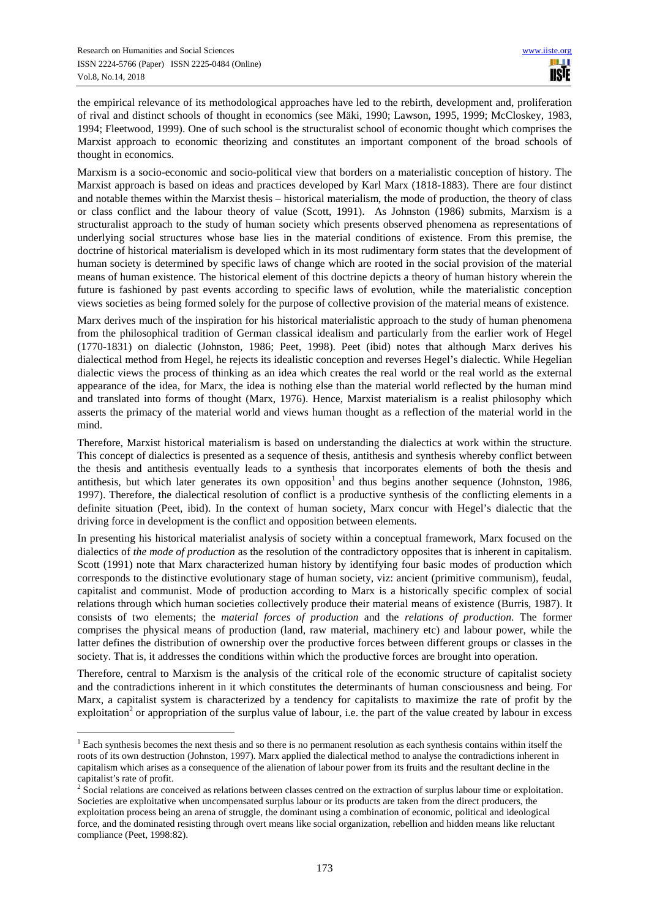the empirical relevance of its methodological approaches have led to the rebirth, development and, proliferation of rival and distinct schools of thought in economics (see Mäki, 1990; Lawson, 1995, 1999; McCloskey, 1983, 1994; Fleetwood, 1999). One of such school is the structuralist school of economic thought which comprises the Marxist approach to economic theorizing and constitutes an important component of the broad schools of thought in economics.

Marxism is a socio-economic and socio-political view that borders on a materialistic conception of history. The Marxist approach is based on ideas and practices developed by Karl Marx (1818-1883). There are four distinct and notable themes within the Marxist thesis – historical materialism, the mode of production, the theory of class or class conflict and the labour theory of value (Scott, 1991). As Johnston (1986) submits, Marxism is a structuralist approach to the study of human society which presents observed phenomena as representations of underlying social structures whose base lies in the material conditions of existence. From this premise, the doctrine of historical materialism is developed which in its most rudimentary form states that the development of human society is determined by specific laws of change which are rooted in the social provision of the material means of human existence. The historical element of this doctrine depicts a theory of human history wherein the future is fashioned by past events according to specific laws of evolution, while the materialistic conception views societies as being formed solely for the purpose of collective provision of the material means of existence.

Marx derives much of the inspiration for his historical materialistic approach to the study of human phenomena from the philosophical tradition of German classical idealism and particularly from the earlier work of Hegel (1770-1831) on dialectic (Johnston, 1986; Peet, 1998). Peet (ibid) notes that although Marx derives his dialectical method from Hegel, he rejects its idealistic conception and reverses Hegel's dialectic. While Hegelian dialectic views the process of thinking as an idea which creates the real world or the real world as the external appearance of the idea, for Marx, the idea is nothing else than the material world reflected by the human mind and translated into forms of thought (Marx, 1976). Hence, Marxist materialism is a realist philosophy which asserts the primacy of the material world and views human thought as a reflection of the material world in the mind.

Therefore, Marxist historical materialism is based on understanding the dialectics at work within the structure. This concept of dialectics is presented as a sequence of thesis, antithesis and synthesis whereby conflict between the thesis and antithesis eventually leads to a synthesis that incorporates elements of both the thesis and antithesis, but which later generates its own opposition[1] and thus begins another sequence (Johnston, 1986, 1997). Therefore, the dialectical resolution of conflict is a productive synthesis of the conflicting elements in a definite situation (Peet, ibid). In the context of human society, Marx concur with Hegel's dialectic that the driving force in development is the conflict and opposition between elements.

In presenting his historical materialist analysis of society within a conceptual framework, Marx focused on the dialectics of *the mode of production* as the resolution of the contradictory opposites that is inherent in capitalism. Scott (1991) note that Marx characterized human history by identifying four basic modes of production which corresponds to the distinctive evolutionary stage of human society, viz: ancient (primitive communism), feudal, capitalist and communist. Mode of production according to Marx is a historically specific complex of social relations through which human societies collectively produce their material means of existence (Burris, 1987). It consists of two elements; the *material forces of production* and the *relations of production*. The former comprises the physical means of production (land, raw material, machinery etc) and labour power, while the latter defines the distribution of ownership over the productive forces between different groups or classes in the society. That is, it addresses the conditions within which the productive forces are brought into operation.

Therefore, central to Marxism is the analysis of the critical role of the economic structure of capitalist society and the contradictions inherent in it which constitutes the determinants of human consciousness and being. For Marx, a capitalist system is characterized by a tendency for capitalists to maximize the rate of profit by the exploitation[2] or appropriation of the surplus value of labour, i.e. the part of the value created by labour in excess

[1] Each synthesis becomes the next thesis and so there is no permanent resolution as each synthesis contains within itself the roots of its own destruction (Johnston, 1997). Marx applied the dialectical method to analyse the contradictions inherent in capitalism which arises as a consequence of the alienation of labour power from its fruits and the resultant decline in the capitalist's rate of profit.

[2] Social relations are conceived as relations between classes centred on the extraction of surplus labour time or exploitation. Societies are exploitative when uncompensated surplus labour or its products are taken from the direct producers, the exploitation process being an arena of struggle, the dominant using a combination of economic, political and ideological force, and the dominated resisting through overt means like social organization, rebellion and hidden means like reluctant compliance (Peet, 1998:82).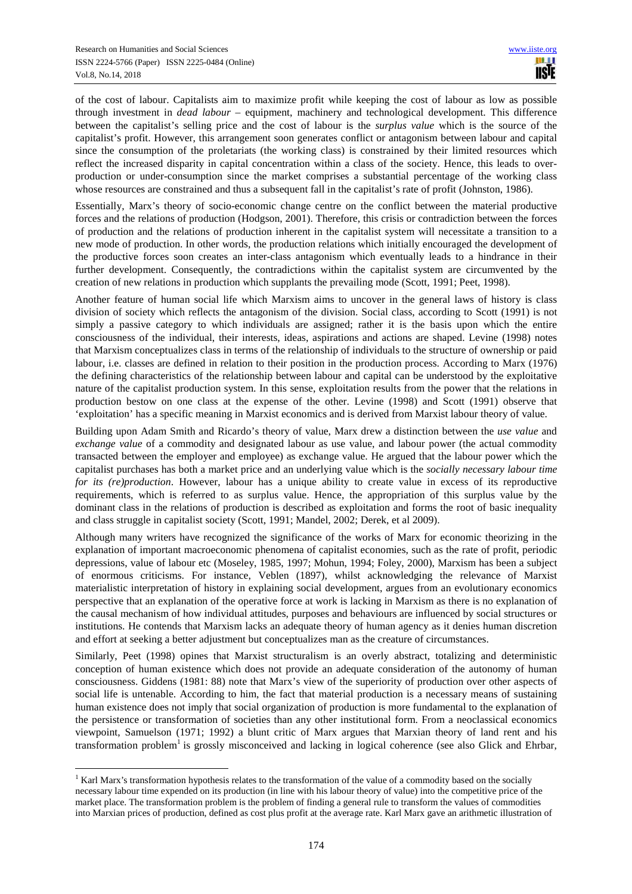of the cost of labour. Capitalists aim to maximize profit while keeping the cost of labour as low as possible through investment in *dead labour* – equipment, machinery and technological development. This difference between the capitalist's selling price and the cost of labour is the *surplus value* which is the source of the capitalist's profit. However, this arrangement soon generates conflict or antagonism between labour and capital since the consumption of the proletariats (the working class) is constrained by their limited resources which reflect the increased disparity in capital concentration within a class of the society. Hence, this leads to over-production or under-consumption since the market comprises a substantial percentage of the working class whose resources are constrained and thus a subsequent fall in the capitalist's rate of profit (Johnston, 1986).

Essentially, Marx's theory of socio-economic change centre on the conflict between the material productive forces and the relations of production (Hodgson, 2001). Therefore, this crisis or contradiction between the forces of production and the relations of production inherent in the capitalist system will necessitate a transition to a new mode of production. In other words, the production relations which initially encouraged the development of the productive forces soon creates an inter-class antagonism which eventually leads to a hindrance in their further development. Consequently, the contradictions within the capitalist system are circumvented by the creation of new relations in production which supplants the prevailing mode (Scott, 1991; Peet, 1998).

Another feature of human social life which Marxism aims to uncover in the general laws of history is class division of society which reflects the antagonism of the division. Social class, according to Scott (1991) is not simply a passive category to which individuals are assigned; rather it is the basis upon which the entire consciousness of the individual, their interests, ideas, aspirations and actions are shaped. Levine (1998) notes that Marxism conceptualizes class in terms of the relationship of individuals to the structure of ownership or paid labour, i.e. classes are defined in relation to their position in the production process. According to Marx (1976) the defining characteristics of the relationship between labour and capital can be understood by the exploitative nature of the capitalist production system. In this sense, exploitation results from the power that the relations in production bestow on one class at the expense of the other. Levine (1998) and Scott (1991) observe that 'exploitation' has a specific meaning in Marxist economics and is derived from Marxist labour theory of value.

Building upon Adam Smith and Ricardo's theory of value, Marx drew a distinction between the *use value* and *exchange value* of a commodity and designated labour as use value, and labour power (the actual commodity transacted between the employer and employee) as exchange value. He argued that the labour power which the capitalist purchases has both a market price and an underlying value which is the *socially necessary labour time for its (re)production*. However, labour has a unique ability to create value in excess of its reproductive requirements, which is referred to as surplus value. Hence, the appropriation of this surplus value by the dominant class in the relations of production is described as exploitation and forms the root of basic inequality and class struggle in capitalist society (Scott, 1991; Mandel, 2002; Derek, et al 2009).

Although many writers have recognized the significance of the works of Marx for economic theorizing in the explanation of important macroeconomic phenomena of capitalist economies, such as the rate of profit, periodic depressions, value of labour etc (Moseley, 1985, 1997; Mohun, 1994; Foley, 2000), Marxism has been a subject of enormous criticisms. For instance, Veblen (1897), whilst acknowledging the relevance of Marxist materialistic interpretation of history in explaining social development, argues from an evolutionary economics perspective that an explanation of the operative force at work is lacking in Marxism as there is no explanation of the causal mechanism of how individual attitudes, purposes and behaviours are influenced by social structures or institutions. He contends that Marxism lacks an adequate theory of human agency as it denies human discretion and effort at seeking a better adjustment but conceptualizes man as the creature of circumstances.

Similarly, Peet (1998) opines that Marxist structuralism is an overly abstract, totalizing and deterministic conception of human existence which does not provide an adequate consideration of the autonomy of human consciousness. Giddens (1981: 88) note that Marx's view of the superiority of production over other aspects of social life is untenable. According to him, the fact that material production is a necessary means of sustaining human existence does not imply that social organization of production is more fundamental to the explanation of the persistence or transformation of societies than any other institutional form. From a neoclassical economics viewpoint, Samuelson (1971; 1992) a blunt critic of Marx argues that Marxian theory of land rent and his transformation problem[1] is grossly misconceived and lacking in logical coherence (see also Glick and Ehrbar,

[1] Karl Marx's transformation hypothesis relates to the transformation of the value of a commodity based on the socially necessary labour time expended on its production (in line with his labour theory of value) into the competitive price of the market place. The transformation problem is the problem of finding a general rule to transform the values of commodities into Marxian prices of production, defined as cost plus profit at the average rate. Karl Marx gave an arithmetic illustration of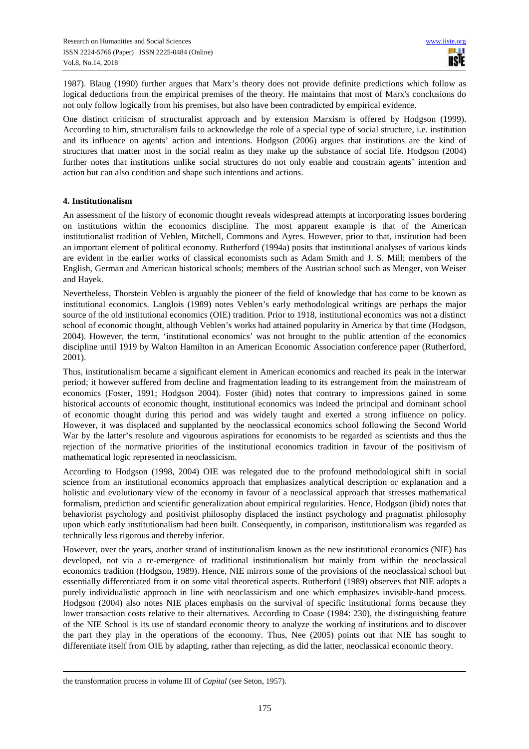1987). Blaug (1990) further argues that Marx's theory does not provide definite predictions which follow as logical deductions from the empirical premises of the theory. He maintains that most of Marx's conclusions do not only follow logically from his premises, but also have been contradicted by empirical evidence.

One distinct criticism of structuralist approach and by extension Marxism is offered by Hodgson (1999). According to him, structuralism fails to acknowledge the role of a special type of social structure, i.e. institution and its influence on agents' action and intentions. Hodgson (2006) argues that institutions are the kind of structures that matter most in the social realm as they make up the substance of social life. Hodgson (2004) further notes that institutions unlike social structures do not only enable and constrain agents' intention and action but can also condition and shape such intentions and actions.

### 4. Institutionalism

An assessment of the history of economic thought reveals widespread attempts at incorporating issues bordering on institutions within the economics discipline. The most apparent example is that of the American institutionalist tradition of Veblen, Mitchell, Commons and Ayres. However, prior to that, institution had been an important element of political economy. Rutherford (1994a) posits that institutional analyses of various kinds are evident in the earlier works of classical economists such as Adam Smith and J. S. Mill; members of the English, German and American historical schools; members of the Austrian school such as Menger, von Weiser and Hayek.

Nevertheless, Thorstein Veblen is arguably the pioneer of the field of knowledge that has come to be known as institutional economics. Langlois (1989) notes Veblen's early methodological writings are perhaps the major source of the old institutional economics (OIE) tradition. Prior to 1918, institutional economics was not a distinct school of economic thought, although Veblen's works had attained popularity in America by that time (Hodgson, 2004). However, the term, 'institutional economics' was not brought to the public attention of the economics discipline until 1919 by Walton Hamilton in an American Economic Association conference paper (Rutherford, 2001).

Thus, institutionalism became a significant element in American economics and reached its peak in the interwar period; it however suffered from decline and fragmentation leading to its estrangement from the mainstream of economics (Foster, 1991; Hodgson 2004). Foster (ibid) notes that contrary to impressions gained in some historical accounts of economic thought, institutional economics was indeed the principal and dominant school of economic thought during this period and was widely taught and exerted a strong influence on policy. However, it was displaced and supplanted by the neoclassical economics school following the Second World War by the latter's resolute and vigourous aspirations for economists to be regarded as scientists and thus the rejection of the normative priorities of the institutional economics tradition in favour of the positivism of mathematical logic represented in neoclassicism.

According to Hodgson (1998, 2004) OIE was relegated due to the profound methodological shift in social science from an institutional economics approach that emphasizes analytical description or explanation and a holistic and evolutionary view of the economy in favour of a neoclassical approach that stresses mathematical formalism, prediction and scientific generalization about empirical regularities. Hence, Hodgson (ibid) notes that behaviorist psychology and positivist philosophy displaced the instinct psychology and pragmatist philosophy upon which early institutionalism had been built. Consequently, in comparison, institutionalism was regarded as technically less rigorous and thereby inferior.

However, over the years, another strand of institutionalism known as the new institutional economics (NIE) has developed, not via a re-emergence of traditional institutionalism but mainly from within the neoclassical economics tradition (Hodgson, 1989). Hence, NIE mirrors some of the provisions of the neoclassical school but essentially differentiated from it on some vital theoretical aspects. Rutherford (1989) observes that NIE adopts a purely individualistic approach in line with neoclassicism and one which emphasizes invisible-hand process. Hodgson (2004) also notes NIE places emphasis on the survival of specific institutional forms because they lower transaction costs relative to their alternatives. According to Coase (1984: 230), the distinguishing feature of the NIE School is its use of standard economic theory to analyze the working of institutions and to discover the part they play in the operations of the economy. Thus, Nee (2005) points out that NIE has sought to differentiate itself from OIE by adapting, rather than rejecting, as did the latter, neoclassical economic theory.

---

the transformation process in volume III of *Capital* (see Seton, 1957).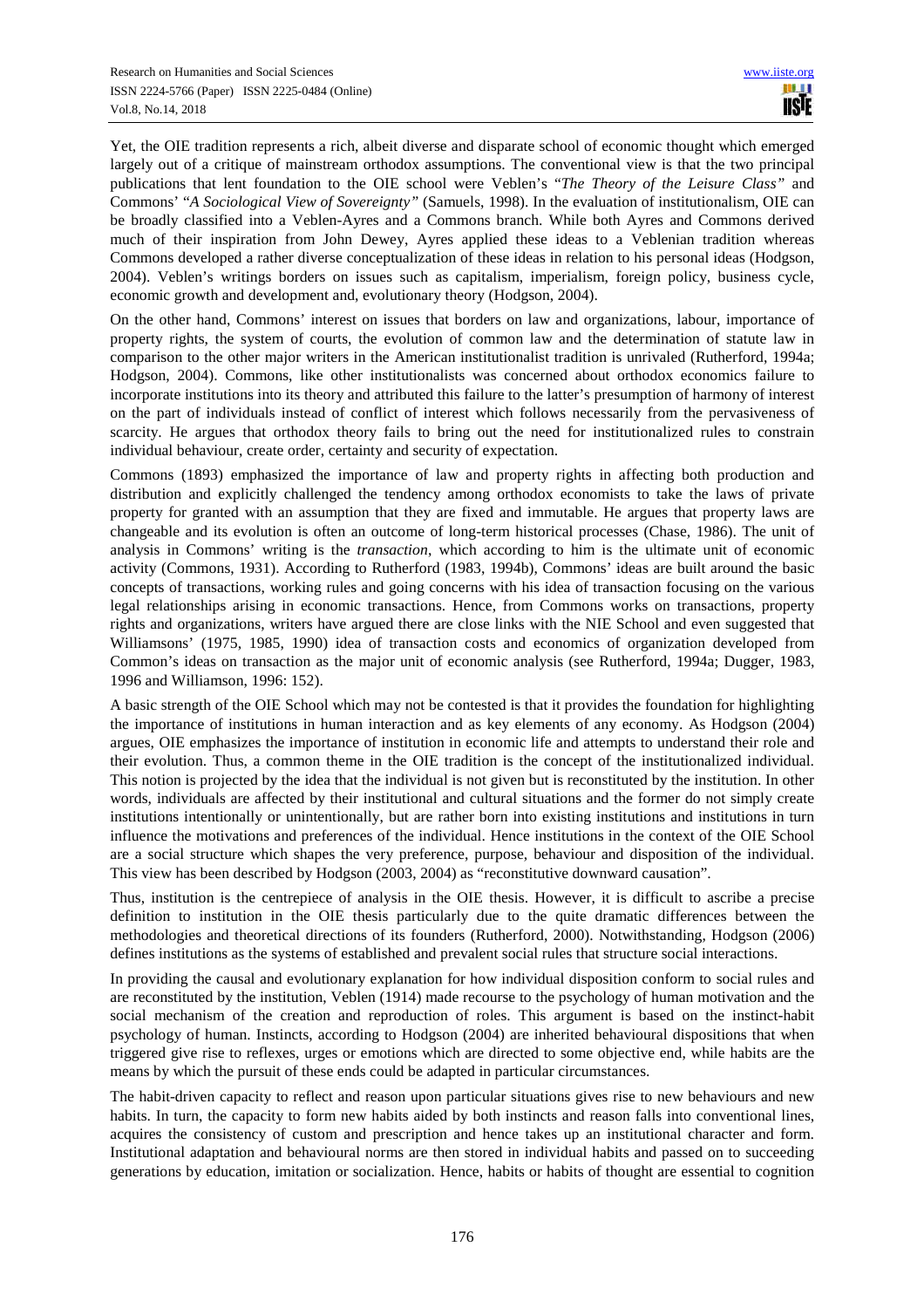Yet, the OIE tradition represents a rich, albeit diverse and disparate school of economic thought which emerged largely out of a critique of mainstream orthodox assumptions. The conventional view is that the two principal publications that lent foundation to the OIE school were Veblen's *"The Theory of the Leisure Class"* and Commons' *"A Sociological View of Sovereignty"* (Samuels, 1998). In the evaluation of institutionalism, OIE can be broadly classified into a Veblen-Ayres and a Commons branch. While both Ayres and Commons derived much of their inspiration from John Dewey, Ayres applied these ideas to a Veblenian tradition whereas Commons developed a rather diverse conceptualization of these ideas in relation to his personal ideas (Hodgson, 2004). Veblen's writings borders on issues such as capitalism, imperialism, foreign policy, business cycle, economic growth and development and, evolutionary theory (Hodgson, 2004).

On the other hand, Commons' interest on issues that borders on law and organizations, labour, importance of property rights, the system of courts, the evolution of common law and the determination of statute law in comparison to the other major writers in the American institutionalist tradition is unrivaled (Rutherford, 1994a; Hodgson, 2004). Commons, like other institutionalists was concerned about orthodox economics failure to incorporate institutions into its theory and attributed this failure to the latter's presumption of harmony of interest on the part of individuals instead of conflict of interest which follows necessarily from the pervasiveness of scarcity. He argues that orthodox theory fails to bring out the need for institutionalized rules to constrain individual behaviour, create order, certainty and security of expectation.

Commons (1893) emphasized the importance of law and property rights in affecting both production and distribution and explicitly challenged the tendency among orthodox economists to take the laws of private property for granted with an assumption that they are fixed and immutable. He argues that property laws are changeable and its evolution is often an outcome of long-term historical processes (Chase, 1986). The unit of analysis in Commons' writing is the *transaction*, which according to him is the ultimate unit of economic activity (Commons, 1931). According to Rutherford (1983, 1994b), Commons' ideas are built around the basic concepts of transactions, working rules and going concerns with his idea of transaction focusing on the various legal relationships arising in economic transactions. Hence, from Commons works on transactions, property rights and organizations, writers have argued there are close links with the NIE School and even suggested that Williamsons' (1975, 1985, 1990) idea of transaction costs and economics of organization developed from Common's ideas on transaction as the major unit of economic analysis (see Rutherford, 1994a; Dugger, 1983, 1996 and Williamson, 1996: 152).

A basic strength of the OIE School which may not be contested is that it provides the foundation for highlighting the importance of institutions in human interaction and as key elements of any economy. As Hodgson (2004) argues, OIE emphasizes the importance of institution in economic life and attempts to understand their role and their evolution. Thus, a common theme in the OIE tradition is the concept of the institutionalized individual. This notion is projected by the idea that the individual is not given but is reconstituted by the institution. In other words, individuals are affected by their institutional and cultural situations and the former do not simply create institutions intentionally or unintentionally, but are rather born into existing institutions and institutions in turn influence the motivations and preferences of the individual. Hence institutions in the context of the OIE School are a social structure which shapes the very preference, purpose, behaviour and disposition of the individual. This view has been described by Hodgson (2003, 2004) as "reconstitutive downward causation".

Thus, institution is the centrepiece of analysis in the OIE thesis. However, it is difficult to ascribe a precise definition to institution in the OIE thesis particularly due to the quite dramatic differences between the methodologies and theoretical directions of its founders (Rutherford, 2000). Notwithstanding, Hodgson (2006) defines institutions as the systems of established and prevalent social rules that structure social interactions.

In providing the causal and evolutionary explanation for how individual disposition conform to social rules and are reconstituted by the institution, Veblen (1914) made recourse to the psychology of human motivation and the social mechanism of the creation and reproduction of roles. This argument is based on the instinct-habit psychology of human. Instincts, according to Hodgson (2004) are inherited behavioural dispositions that when triggered give rise to reflexes, urges or emotions which are directed to some objective end, while habits are the means by which the pursuit of these ends could be adapted in particular circumstances.

The habit-driven capacity to reflect and reason upon particular situations gives rise to new behaviours and new habits. In turn, the capacity to form new habits aided by both instincts and reason falls into conventional lines, acquires the consistency of custom and prescription and hence takes up an institutional character and form. Institutional adaptation and behavioural norms are then stored in individual habits and passed on to succeeding generations by education, imitation or socialization. Hence, habits or habits of thought are essential to cognition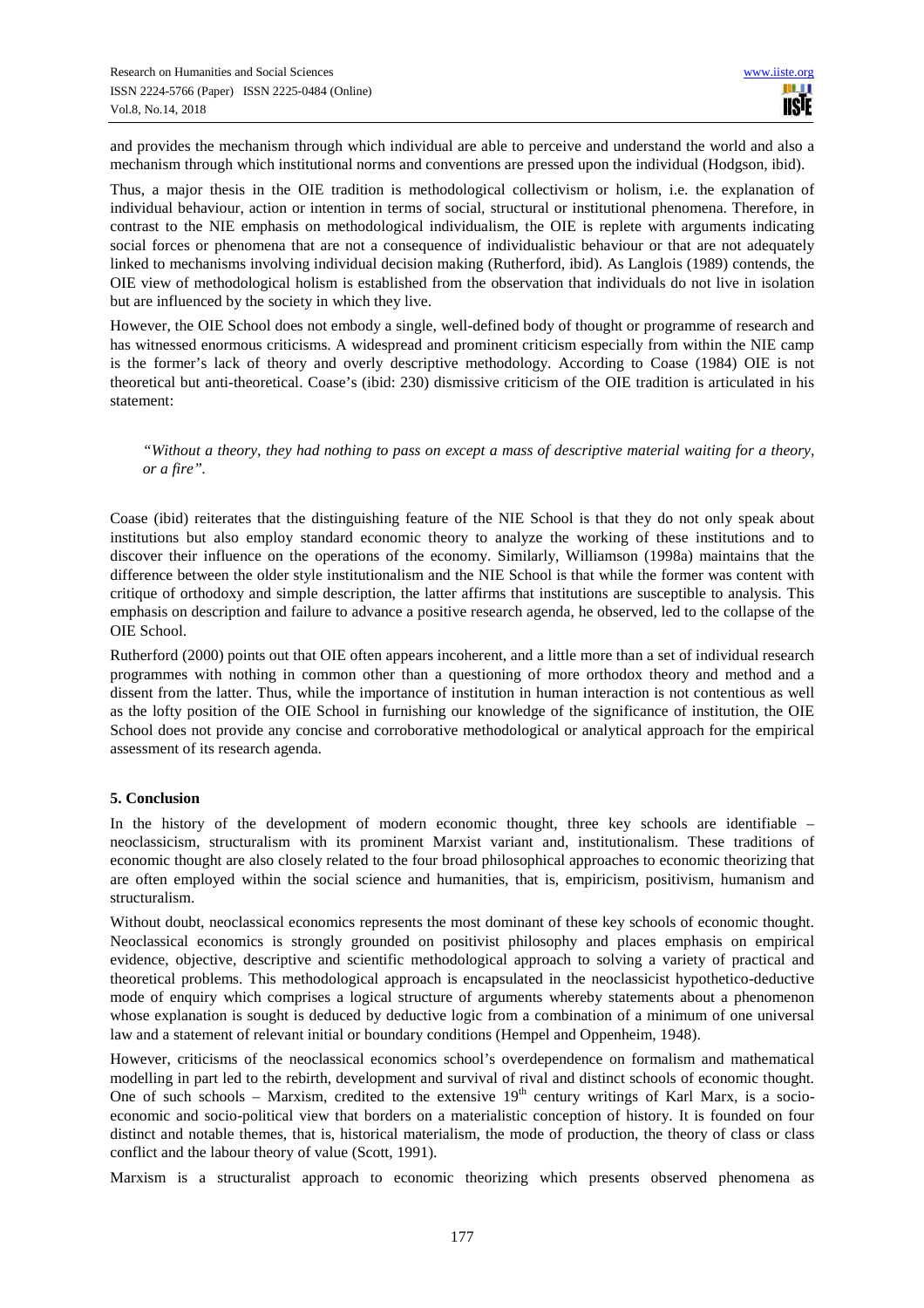and provides the mechanism through which individual are able to perceive and understand the world and also a mechanism through which institutional norms and conventions are pressed upon the individual (Hodgson, ibid).

Thus, a major thesis in the OIE tradition is methodological collectivism or holism, i.e. the explanation of individual behaviour, action or intention in terms of social, structural or institutional phenomena. Therefore, in contrast to the NIE emphasis on methodological individualism, the OIE is replete with arguments indicating social forces or phenomena that are not a consequence of individualistic behaviour or that are not adequately linked to mechanisms involving individual decision making (Rutherford, ibid). As Langlois (1989) contends, the OIE view of methodological holism is established from the observation that individuals do not live in isolation but are influenced by the society in which they live.

However, the OIE School does not embody a single, well-defined body of thought or programme of research and has witnessed enormous criticisms. A widespread and prominent criticism especially from within the NIE camp is the former's lack of theory and overly descriptive methodology. According to Coase (1984) OIE is not theoretical but anti-theoretical. Coase's (ibid: 230) dismissive criticism of the OIE tradition is articulated in his statement:

> *"Without a theory, they had nothing to pass on except a mass of descriptive material waiting for a theory, or a fire".*

Coase (ibid) reiterates that the distinguishing feature of the NIE School is that they do not only speak about institutions but also employ standard economic theory to analyze the working of these institutions and to discover their influence on the operations of the economy. Similarly, Williamson (1998a) maintains that the difference between the older style institutionalism and the NIE School is that while the former was content with critique of orthodoxy and simple description, the latter affirms that institutions are susceptible to analysis. This emphasis on description and failure to advance a positive research agenda, he observed, led to the collapse of the OIE School.

Rutherford (2000) points out that OIE often appears incoherent, and a little more than a set of individual research programmes with nothing in common other than a questioning of more orthodox theory and method and a dissent from the latter. Thus, while the importance of institution in human interaction is not contentious as well as the lofty position of the OIE School in furnishing our knowledge of the significance of institution, the OIE School does not provide any concise and corroborative methodological or analytical approach for the empirical assessment of its research agenda.

## 5. Conclusion

In the history of the development of modern economic thought, three key schools are identifiable – neoclassicism, structuralism with its prominent Marxist variant and, institutionalism. These traditions of economic thought are also closely related to the four broad philosophical approaches to economic theorizing that are often employed within the social science and humanities, that is, empiricism, positivism, humanism and structuralism.

Without doubt, neoclassical economics represents the most dominant of these key schools of economic thought. Neoclassical economics is strongly grounded on positivist philosophy and places emphasis on empirical evidence, objective, descriptive and scientific methodological approach to solving a variety of practical and theoretical problems. This methodological approach is encapsulated in the neoclassicist hypothetico-deductive mode of enquiry which comprises a logical structure of arguments whereby statements about a phenomenon whose explanation is sought is deduced by deductive logic from a combination of a minimum of one universal law and a statement of relevant initial or boundary conditions (Hempel and Oppenheim, 1948).

However, criticisms of the neoclassical economics school's overdependence on formalism and mathematical modelling in part led to the rebirth, development and survival of rival and distinct schools of economic thought. One of such schools – Marxism, credited to the extensive 19th century writings of Karl Marx, is a socio-economic and socio-political view that borders on a materialistic conception of history. It is founded on four distinct and notable themes, that is, historical materialism, the mode of production, the theory of class or class conflict and the labour theory of value (Scott, 1991).

Marxism is a structuralist approach to economic theorizing which presents observed phenomena as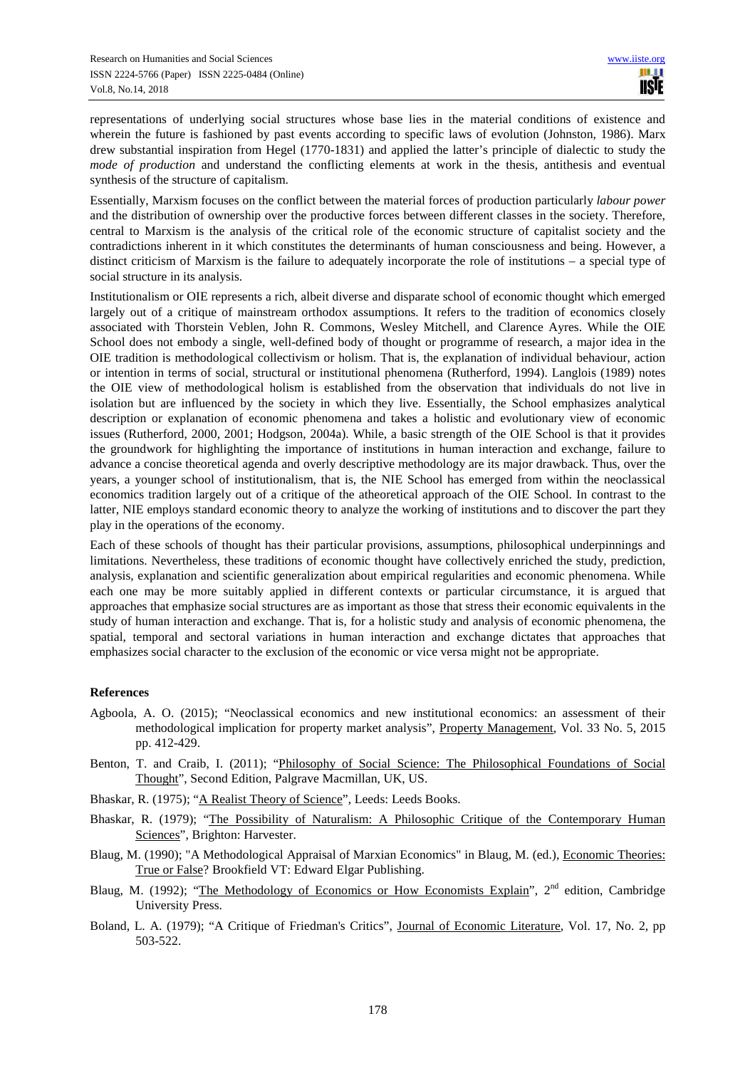representations of underlying social structures whose base lies in the material conditions of existence and wherein the future is fashioned by past events according to specific laws of evolution (Johnston, 1986). Marx drew substantial inspiration from Hegel (1770-1831) and applied the latter's principle of dialectic to study the *mode of production* and understand the conflicting elements at work in the thesis, antithesis and eventual synthesis of the structure of capitalism.

Essentially, Marxism focuses on the conflict between the material forces of production particularly *labour power* and the distribution of ownership over the productive forces between different classes in the society. Therefore, central to Marxism is the analysis of the critical role of the economic structure of capitalist society and the contradictions inherent in it which constitutes the determinants of human consciousness and being. However, a distinct criticism of Marxism is the failure to adequately incorporate the role of institutions – a special type of social structure in its analysis.

Institutionalism or OIE represents a rich, albeit diverse and disparate school of economic thought which emerged largely out of a critique of mainstream orthodox assumptions. It refers to the tradition of economics closely associated with Thorstein Veblen, John R. Commons, Wesley Mitchell, and Clarence Ayres. While the OIE School does not embody a single, well-defined body of thought or programme of research, a major idea in the OIE tradition is methodological collectivism or holism. That is, the explanation of individual behaviour, action or intention in terms of social, structural or institutional phenomena (Rutherford, 1994). Langlois (1989) notes the OIE view of methodological holism is established from the observation that individuals do not live in isolation but are influenced by the society in which they live. Essentially, the School emphasizes analytical description or explanation of economic phenomena and takes a holistic and evolutionary view of economic issues (Rutherford, 2000, 2001; Hodgson, 2004a). While, a basic strength of the OIE School is that it provides the groundwork for highlighting the importance of institutions in human interaction and exchange, failure to advance a concise theoretical agenda and overly descriptive methodology are its major drawback. Thus, over the years, a younger school of institutionalism, that is, the NIE School has emerged from within the neoclassical economics tradition largely out of a critique of the atheoretical approach of the OIE School. In contrast to the latter, NIE employs standard economic theory to analyze the working of institutions and to discover the part they play in the operations of the economy.

Each of these schools of thought has their particular provisions, assumptions, philosophical underpinnings and limitations. Nevertheless, these traditions of economic thought have collectively enriched the study, prediction, analysis, explanation and scientific generalization about empirical regularities and economic phenomena. While each one may be more suitably applied in different contexts or particular circumstance, it is argued that approaches that emphasize social structures are as important as those that stress their economic equivalents in the study of human interaction and exchange. That is, for a holistic study and analysis of economic phenomena, the spatial, temporal and sectoral variations in human interaction and exchange dictates that approaches that emphasizes social character to the exclusion of the economic or vice versa might not be appropriate.

**References**

Agboola, A. O. (2015); "Neoclassical economics and new institutional economics: an assessment of their methodological implication for property market analysis", Property Management, Vol. 33 No. 5, 2015 pp. 412-429.

Benton, T. and Craib, I. (2011); "Philosophy of Social Science: The Philosophical Foundations of Social Thought", Second Edition, Palgrave Macmillan, UK, US.

Bhaskar, R. (1975); "A Realist Theory of Science", Leeds: Leeds Books.

Bhaskar, R. (1979); "The Possibility of Naturalism: A Philosophic Critique of the Contemporary Human Sciences", Brighton: Harvester.

Blaug, M. (1990); "A Methodological Appraisal of Marxian Economics" in Blaug, M. (ed.), Economic Theories: True or False? Brookfield VT: Edward Elgar Publishing.

Blaug, M. (1992); "The Methodology of Economics or How Economists Explain", 2nd edition, Cambridge University Press.

Boland, L. A. (1979); "A Critique of Friedman's Critics", Journal of Economic Literature, Vol. 17, No. 2, pp 503-522.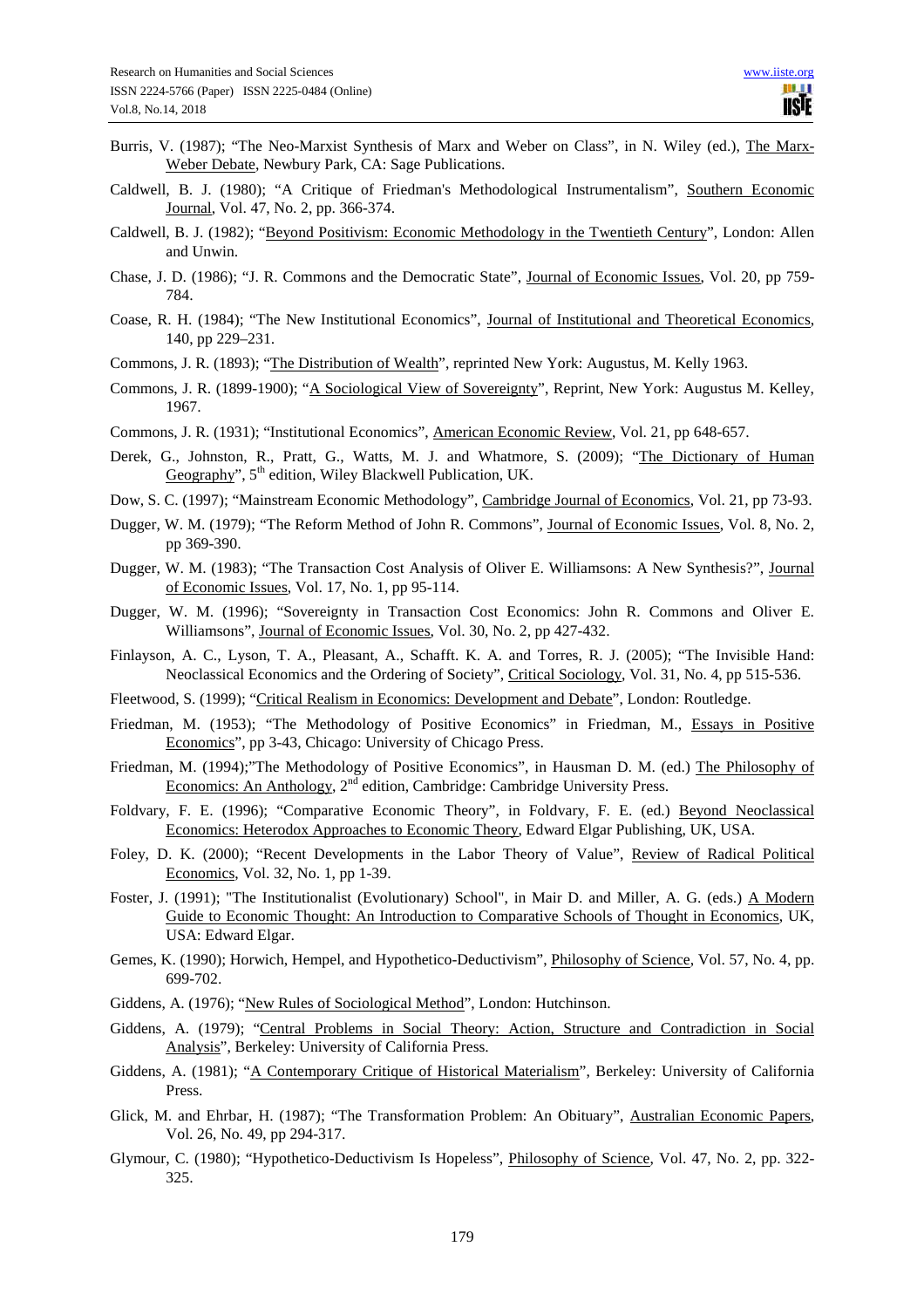Burris, V. (1987); "The Neo-Marxist Synthesis of Marx and Weber on Class", in N. Wiley (ed.), The Marx-Weber Debate, Newbury Park, CA: Sage Publications.

Caldwell, B. J. (1980); "A Critique of Friedman's Methodological Instrumentalism", Southern Economic Journal, Vol. 47, No. 2, pp. 366-374.

Caldwell, B. J. (1982); "Beyond Positivism: Economic Methodology in the Twentieth Century", London: Allen and Unwin.

Chase, J. D. (1986); "J. R. Commons and the Democratic State", Journal of Economic Issues, Vol. 20, pp 759-784.

Coase, R. H. (1984); "The New Institutional Economics", Journal of Institutional and Theoretical Economics, 140, pp 229–231.

Commons, J. R. (1893); "The Distribution of Wealth", reprinted New York: Augustus, M. Kelly 1963.

Commons, J. R. (1899-1900); "A Sociological View of Sovereignty", Reprint, New York: Augustus M. Kelley, 1967.

Commons, J. R. (1931); "Institutional Economics", American Economic Review, Vol. 21, pp 648-657.

Derek, G., Johnston, R., Pratt, G., Watts, M. J. and Whatmore, S. (2009); "The Dictionary of Human Geography", 5th edition, Wiley Blackwell Publication, UK.

Dow, S. C. (1997); "Mainstream Economic Methodology", Cambridge Journal of Economics, Vol. 21, pp 73-93.

Dugger, W. M. (1979); "The Reform Method of John R. Commons", Journal of Economic Issues, Vol. 8, No. 2, pp 369-390.

Dugger, W. M. (1983); "The Transaction Cost Analysis of Oliver E. Williamsons: A New Synthesis?", Journal of Economic Issues, Vol. 17, No. 1, pp 95-114.

Dugger, W. M. (1996); "Sovereignty in Transaction Cost Economics: John R. Commons and Oliver E. Williamsons", Journal of Economic Issues, Vol. 30, No. 2, pp 427-432.

Finlayson, A. C., Lyson, T. A., Pleasant, A., Schafft. K. A. and Torres, R. J. (2005); "The Invisible Hand: Neoclassical Economics and the Ordering of Society", Critical Sociology, Vol. 31, No. 4, pp 515-536.

Fleetwood, S. (1999); "Critical Realism in Economics: Development and Debate", London: Routledge.

Friedman, M. (1953); "The Methodology of Positive Economics" in Friedman, M., Essays in Positive Economics", pp 3-43, Chicago: University of Chicago Press.

Friedman, M. (1994);"The Methodology of Positive Economics", in Hausman D. M. (ed.) The Philosophy of Economics: An Anthology, 2nd edition, Cambridge: Cambridge University Press.

Foldvary, F. E. (1996); "Comparative Economic Theory", in Foldvary, F. E. (ed.) Beyond Neoclassical Economics: Heterodox Approaches to Economic Theory, Edward Elgar Publishing, UK, USA.

Foley, D. K. (2000); "Recent Developments in the Labor Theory of Value", Review of Radical Political Economics, Vol. 32, No. 1, pp 1-39.

Foster, J. (1991); "The Institutionalist (Evolutionary) School", in Mair D. and Miller, A. G. (eds.) A Modern Guide to Economic Thought: An Introduction to Comparative Schools of Thought in Economics, UK, USA: Edward Elgar.

Gemes, K. (1990); Horwich, Hempel, and Hypothetico-Deductivism", Philosophy of Science, Vol. 57, No. 4, pp. 699-702.

Giddens, A. (1976); "New Rules of Sociological Method", London: Hutchinson.

Giddens, A. (1979); "Central Problems in Social Theory: Action, Structure and Contradiction in Social Analysis", Berkeley: University of California Press.

Giddens, A. (1981); "A Contemporary Critique of Historical Materialism", Berkeley: University of California Press.

Glick, M. and Ehrbar, H. (1987); "The Transformation Problem: An Obituary", Australian Economic Papers, Vol. 26, No. 49, pp 294-317.

Glymour, C. (1980); "Hypothetico-Deductivism Is Hopeless", Philosophy of Science, Vol. 47, No. 2, pp. 322-325.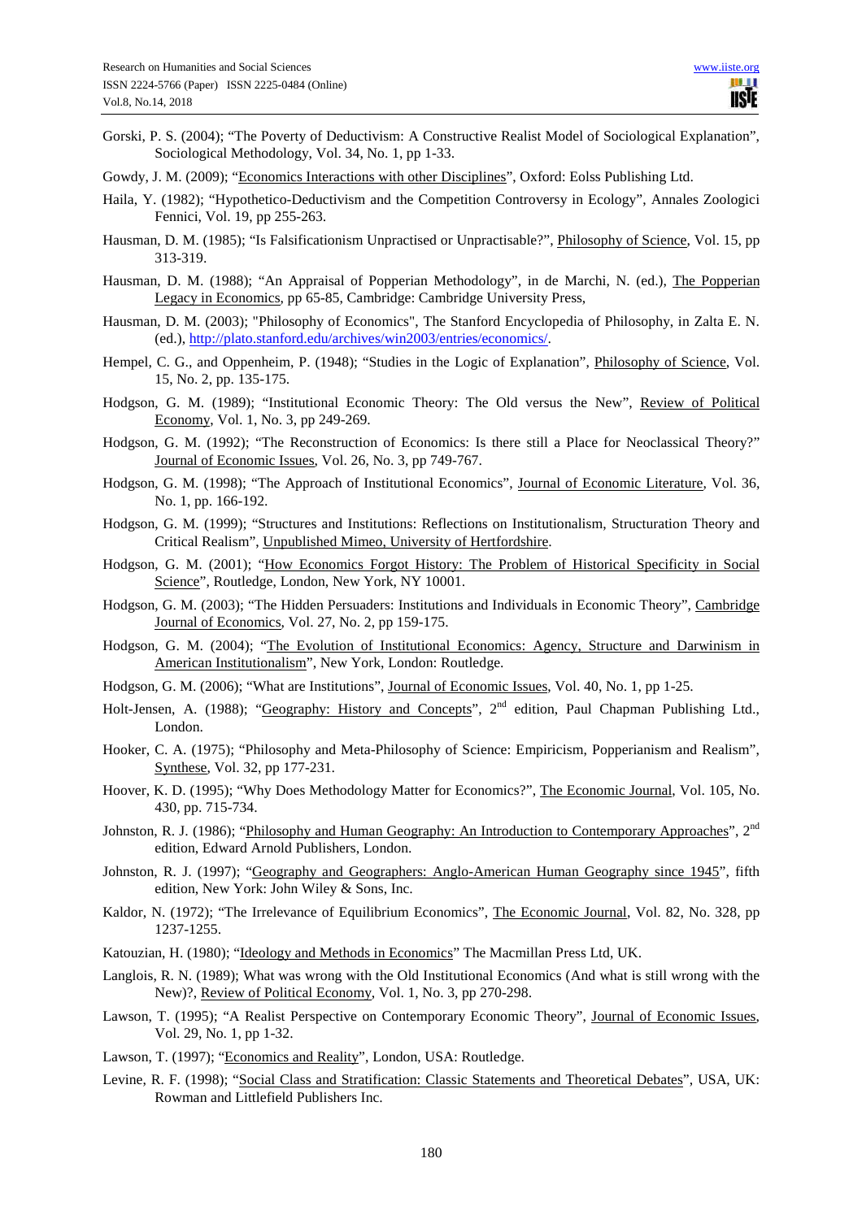Gorski, P. S. (2004); "The Poverty of Deductivism: A Constructive Realist Model of Sociological Explanation", Sociological Methodology, Vol. 34, No. 1, pp 1-33.

Gowdy, J. M. (2009); "Economics Interactions with other Disciplines", Oxford: Eolss Publishing Ltd.

Haila, Y. (1982); "Hypothetico-Deductivism and the Competition Controversy in Ecology", Annales Zoologici Fennici, Vol. 19, pp 255-263.

Hausman, D. M. (1985); "Is Falsificationism Unpractised or Unpractisable?", Philosophy of Science, Vol. 15, pp 313-319.

Hausman, D. M. (1988); "An Appraisal of Popperian Methodology", in de Marchi, N. (ed.), The Popperian Legacy in Economics, pp 65-85, Cambridge: Cambridge University Press,

Hausman, D. M. (2003); "Philosophy of Economics", The Stanford Encyclopedia of Philosophy, in Zalta E. N. (ed.), http://plato.stanford.edu/archives/win2003/entries/economics/.

Hempel, C. G., and Oppenheim, P. (1948); "Studies in the Logic of Explanation", Philosophy of Science, Vol. 15, No. 2, pp. 135-175.

Hodgson, G. M. (1989); "Institutional Economic Theory: The Old versus the New", Review of Political Economy, Vol. 1, No. 3, pp 249-269.

Hodgson, G. M. (1992); "The Reconstruction of Economics: Is there still a Place for Neoclassical Theory?" Journal of Economic Issues, Vol. 26, No. 3, pp 749-767.

Hodgson, G. M. (1998); "The Approach of Institutional Economics", Journal of Economic Literature, Vol. 36, No. 1, pp. 166-192.

Hodgson, G. M. (1999); "Structures and Institutions: Reflections on Institutionalism, Structuration Theory and Critical Realism", Unpublished Mimeo, University of Hertfordshire.

Hodgson, G. M. (2001); "How Economics Forgot History: The Problem of Historical Specificity in Social Science", Routledge, London, New York, NY 10001.

Hodgson, G. M. (2003); "The Hidden Persuaders: Institutions and Individuals in Economic Theory", Cambridge Journal of Economics, Vol. 27, No. 2, pp 159-175.

Hodgson, G. M. (2004); "The Evolution of Institutional Economics: Agency, Structure and Darwinism in American Institutionalism", New York, London: Routledge.

Hodgson, G. M. (2006); "What are Institutions", Journal of Economic Issues, Vol. 40, No. 1, pp 1-25.

Holt-Jensen, A. (1988); "Geography: History and Concepts", 2nd edition, Paul Chapman Publishing Ltd., London.

Hooker, C. A. (1975); "Philosophy and Meta-Philosophy of Science: Empiricism, Popperianism and Realism", Synthese, Vol. 32, pp 177-231.

Hoover, K. D. (1995); "Why Does Methodology Matter for Economics?", The Economic Journal, Vol. 105, No. 430, pp. 715-734.

Johnston, R. J. (1986); "Philosophy and Human Geography: An Introduction to Contemporary Approaches", 2nd edition, Edward Arnold Publishers, London.

Johnston, R. J. (1997); "Geography and Geographers: Anglo-American Human Geography since 1945", fifth edition, New York: John Wiley & Sons, Inc.

Kaldor, N. (1972); "The Irrelevance of Equilibrium Economics", The Economic Journal, Vol. 82, No. 328, pp 1237-1255.

Katouzian, H. (1980); "Ideology and Methods in Economics" The Macmillan Press Ltd, UK.

Langlois, R. N. (1989); What was wrong with the Old Institutional Economics (And what is still wrong with the New)?, Review of Political Economy, Vol. 1, No. 3, pp 270-298.

Lawson, T. (1995); "A Realist Perspective on Contemporary Economic Theory", Journal of Economic Issues, Vol. 29, No. 1, pp 1-32.

Lawson, T. (1997); "Economics and Reality", London, USA: Routledge.

Levine, R. F. (1998); "Social Class and Stratification: Classic Statements and Theoretical Debates", USA, UK: Rowman and Littlefield Publishers Inc.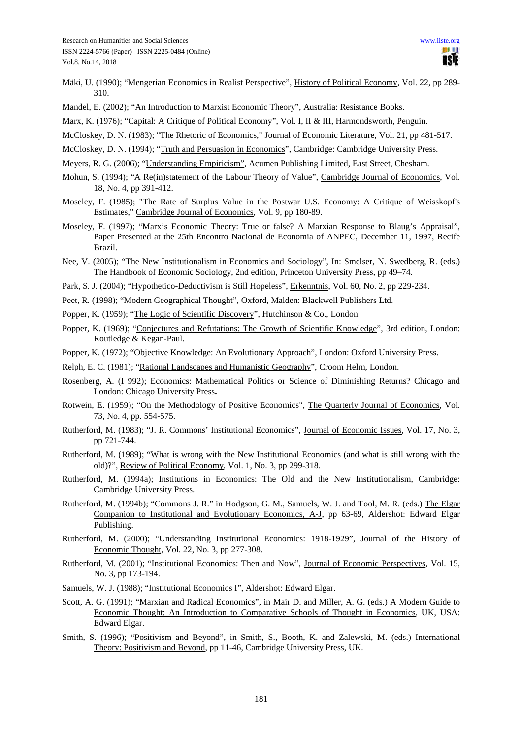Mäki, U. (1990); "Mengerian Economics in Realist Perspective", History of Political Economy, Vol. 22, pp 289-310.

Mandel, E. (2002); "An Introduction to Marxist Economic Theory", Australia: Resistance Books.

Marx, K. (1976); "Capital: A Critique of Political Economy", Vol. I, II & III, Harmondsworth, Penguin.

McCloskey, D. N. (1983); "The Rhetoric of Economics," Journal of Economic Literature, Vol. 21, pp 481-517.

McCloskey, D. N. (1994); "Truth and Persuasion in Economics", Cambridge: Cambridge University Press.

Meyers, R. G. (2006); "Understanding Empiricism", Acumen Publishing Limited, East Street, Chesham.

Mohun, S. (1994); "A Re(in)statement of the Labour Theory of Value", Cambridge Journal of Economics, Vol. 18, No. 4, pp 391-412.

Moseley, F. (1985); "The Rate of Surplus Value in the Postwar U.S. Economy: A Critique of Weisskopf's Estimates," Cambridge Journal of Economics, Vol. 9, pp 180-89.

Moseley, F. (1997); "Marx's Economic Theory: True or false? A Marxian Response to Blaug's Appraisal", Paper Presented at the 25th Encontro Nacional de Economia of ANPEC, December 11, 1997, Recife Brazil.

Nee, V. (2005); "The New Institutionalism in Economics and Sociology", In: Smelser, N. Swedberg, R. (eds.) The Handbook of Economic Sociology, 2nd edition, Princeton University Press, pp 49–74.

Park, S. J. (2004); "Hypothetico-Deductivism is Still Hopeless", Erkenntnis, Vol. 60, No. 2, pp 229-234.

Peet, R. (1998); "Modern Geographical Thought", Oxford, Malden: Blackwell Publishers Ltd.

Popper, K. (1959); "The Logic of Scientific Discovery", Hutchinson & Co., London.

Popper, K. (1969); "Conjectures and Refutations: The Growth of Scientific Knowledge", 3rd edition, London: Routledge & Kegan-Paul.

Popper, K. (1972); "Objective Knowledge: An Evolutionary Approach", London: Oxford University Press.

Relph, E. C. (1981); "Rational Landscapes and Humanistic Geography", Croom Helm, London.

Rosenberg, A. (I 992); Economics: Mathematical Politics or Science of Diminishing Returns? Chicago and London: Chicago University Press.

Rotwein, E. (1959); "On the Methodology of Positive Economics", The Quarterly Journal of Economics, Vol. 73, No. 4, pp. 554-575.

Rutherford, M. (1983); "J. R. Commons' Institutional Economics", Journal of Economic Issues, Vol. 17, No. 3, pp 721-744.

Rutherford, M. (1989); "What is wrong with the New Institutional Economics (and what is still wrong with the old)?", Review of Political Economy, Vol. 1, No. 3, pp 299-318.

Rutherford, M. (1994a); Institutions in Economics: The Old and the New Institutionalism, Cambridge: Cambridge University Press.

Rutherford, M. (1994b); "Commons J. R." in Hodgson, G. M., Samuels, W. J. and Tool, M. R. (eds.) The Elgar Companion to Institutional and Evolutionary Economics, A-J, pp 63-69, Aldershot: Edward Elgar Publishing.

Rutherford, M. (2000); "Understanding Institutional Economics: 1918-1929", Journal of the History of Economic Thought, Vol. 22, No. 3, pp 277-308.

Rutherford, M. (2001); "Institutional Economics: Then and Now", Journal of Economic Perspectives, Vol. 15, No. 3, pp 173-194.

Samuels, W. J. (1988); "Institutional Economics I", Aldershot: Edward Elgar.

Scott, A. G. (1991); "Marxian and Radical Economics", in Mair D. and Miller, A. G. (eds.) A Modern Guide to Economic Thought: An Introduction to Comparative Schools of Thought in Economics, UK, USA: Edward Elgar.

Smith, S. (1996); "Positivism and Beyond", in Smith, S., Booth, K. and Zalewski, M. (eds.) International Theory: Positivism and Beyond, pp 11-46, Cambridge University Press, UK.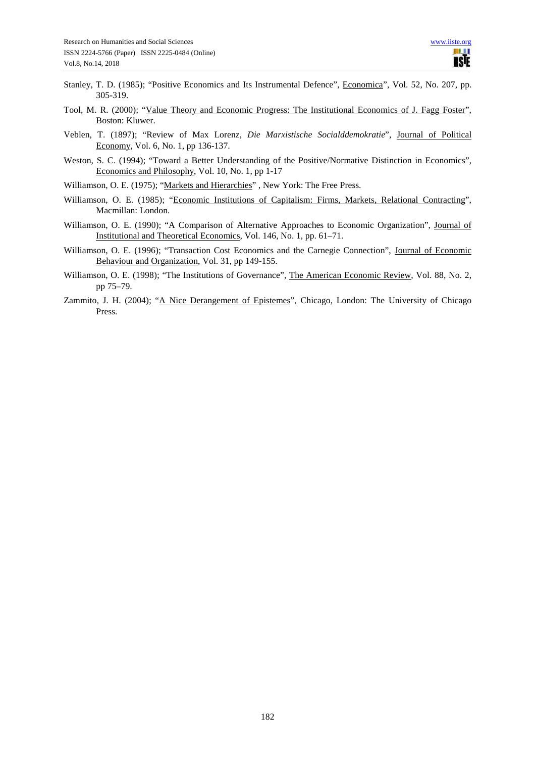Stanley, T. D. (1985); "Positive Economics and Its Instrumental Defence", Economica", Vol. 52, No. 207, pp. 305-319.

Tool, M. R. (2000); "Value Theory and Economic Progress: The Institutional Economics of J. Fagg Foster", Boston: Kluwer.

Veblen, T. (1897); "Review of Max Lorenz, *Die Marxistische Socialddemokratie*", Journal of Political Economy, Vol. 6, No. 1, pp 136-137.

Weston, S. C. (1994); "Toward a Better Understanding of the Positive/Normative Distinction in Economics", Economics and Philosophy, Vol. 10, No. 1, pp 1-17

Williamson, O. E. (1975); "Markets and Hierarchies" , New York: The Free Press.

Williamson, O. E. (1985); "Economic Institutions of Capitalism: Firms, Markets, Relational Contracting", Macmillan: London.

Williamson, O. E. (1990); "A Comparison of Alternative Approaches to Economic Organization", Journal of Institutional and Theoretical Economics, Vol. 146, No. 1, pp. 61–71.

Williamson, O. E. (1996); "Transaction Cost Economics and the Carnegie Connection", Journal of Economic Behaviour and Organization, Vol. 31, pp 149-155.

Williamson, O. E. (1998); "The Institutions of Governance", The American Economic Review, Vol. 88, No. 2, pp 75–79.

Zammito, J. H. (2004); "A Nice Derangement of Epistemes", Chicago, London: The University of Chicago Press.